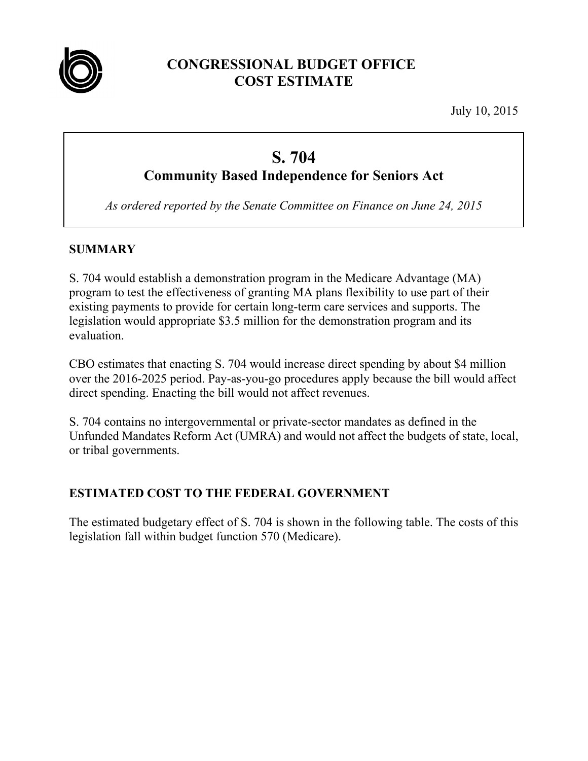# CONGRESSIONAL BUDGET OFFICE
# COST ESTIMATE

July 10, 2015

## S. 704
### Community Based Independence for Seniors Act

*As ordered reported by the Senate Committee on Finance on June 24, 2015*

## SUMMARY

S. 704 would establish a demonstration program in the Medicare Advantage (MA) program to test the effectiveness of granting MA plans flexibility to use part of their existing payments to provide for certain long-term care services and supports. The legislation would appropriate $3.5 million for the demonstration program and its evaluation.

CBO estimates that enacting S. 704 would increase direct spending by about $4 million over the 2016-2025 period. Pay-as-you-go procedures apply because the bill would affect direct spending. Enacting the bill would not affect revenues.

S. 704 contains no intergovernmental or private-sector mandates as defined in the Unfunded Mandates Reform Act (UMRA) and would not affect the budgets of state, local, or tribal governments.

## ESTIMATED COST TO THE FEDERAL GOVERNMENT

The estimated budgetary effect of S. 704 is shown in the following table. The costs of this legislation fall within budget function 570 (Medicare).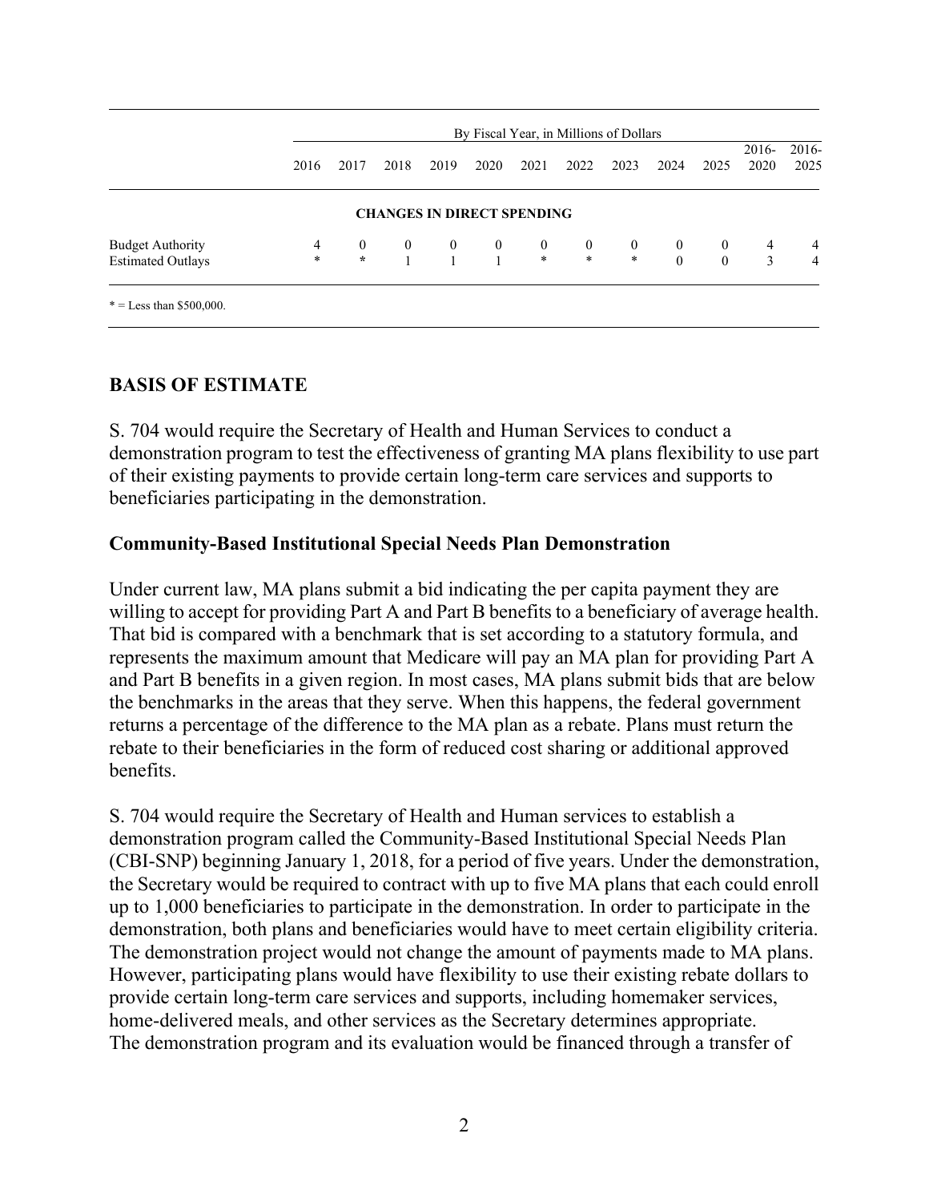| | By Fiscal Year, in Millions of Dollars | | | | | | | | | | | |
|---|---|---|---|---|---|---|---|---|---|---|---|---|
| | 2016 | 2017 | 2018 | 2019 | 2020 | 2021 | 2022 | 2023 | 2024 | 2025 | 2016-2020 | 2016-2025 |
| **CHANGES IN DIRECT SPENDING** | | | | | | | | | | | | |
| Budget Authority | 4 | 0 | 0 | 0 | 0 | 0 | 0 | 0 | 0 | 0 | 4 | 4 |
| Estimated Outlays | * | * | 1 | 1 | 1 | * | * | * | 0 | 0 | 3 | 4 |

* = Less than $500,000.

## BASIS OF ESTIMATE

S. 704 would require the Secretary of Health and Human Services to conduct a demonstration program to test the effectiveness of granting MA plans flexibility to use part of their existing payments to provide certain long-term care services and supports to beneficiaries participating in the demonstration.

### Community-Based Institutional Special Needs Plan Demonstration

Under current law, MA plans submit a bid indicating the per capita payment they are willing to accept for providing Part A and Part B benefits to a beneficiary of average health. That bid is compared with a benchmark that is set according to a statutory formula, and represents the maximum amount that Medicare will pay an MA plan for providing Part A and Part B benefits in a given region. In most cases, MA plans submit bids that are below the benchmarks in the areas that they serve. When this happens, the federal government returns a percentage of the difference to the MA plan as a rebate. Plans must return the rebate to their beneficiaries in the form of reduced cost sharing or additional approved benefits.

S. 704 would require the Secretary of Health and Human services to establish a demonstration program called the Community-Based Institutional Special Needs Plan (CBI-SNP) beginning January 1, 2018, for a period of five years. Under the demonstration, the Secretary would be required to contract with up to five MA plans that each could enroll up to 1,000 beneficiaries to participate in the demonstration. In order to participate in the demonstration, both plans and beneficiaries would have to meet certain eligibility criteria. The demonstration project would not change the amount of payments made to MA plans. However, participating plans would have flexibility to use their existing rebate dollars to provide certain long-term care services and supports, including homemaker services, home-delivered meals, and other services as the Secretary determines appropriate. The demonstration program and its evaluation would be financed through a transfer of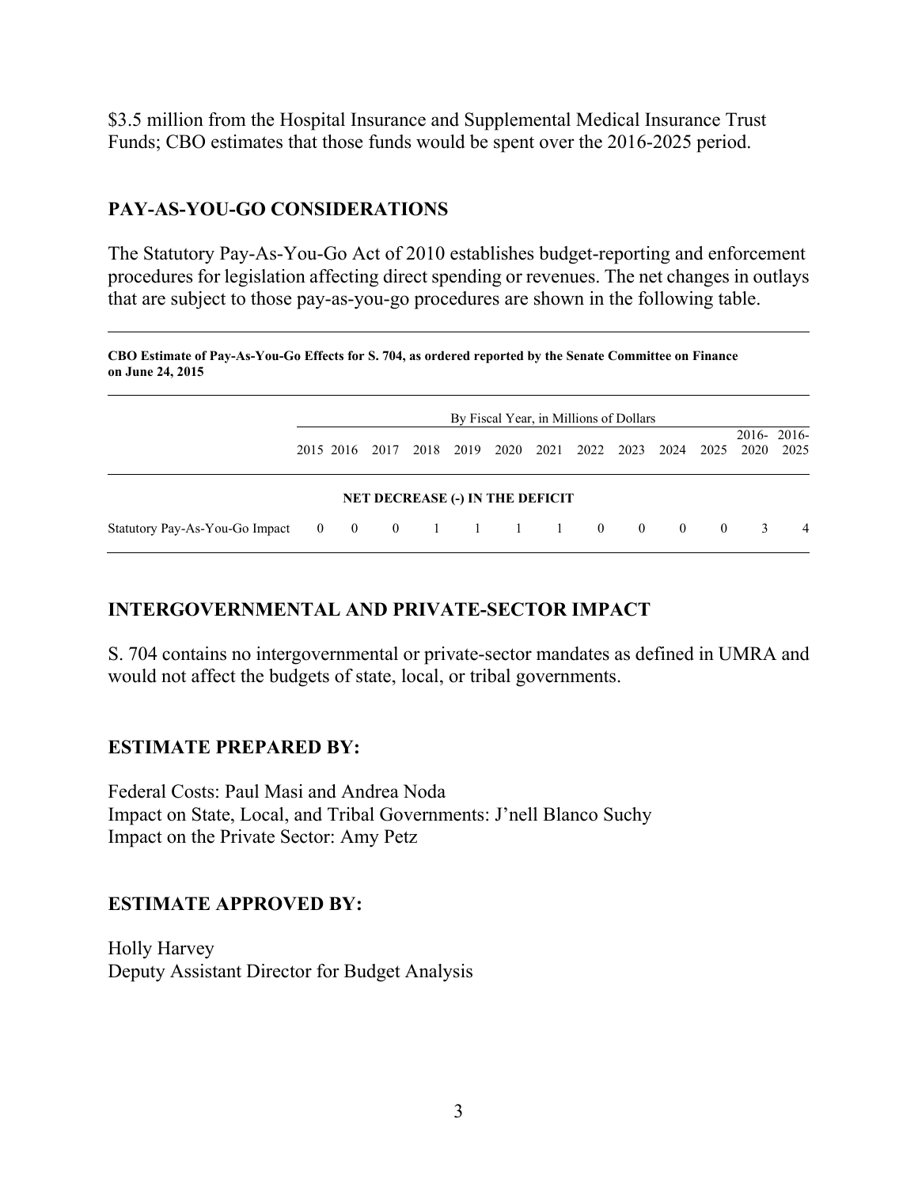$3.5 million from the Hospital Insurance and Supplemental Medical Insurance Trust Funds; CBO estimates that those funds would be spent over the 2016-2025 period.

## PAY-AS-YOU-GO CONSIDERATIONS

The Statutory Pay-As-You-Go Act of 2010 establishes budget-reporting and enforcement procedures for legislation affecting direct spending or revenues. The net changes in outlays that are subject to those pay-as-you-go procedures are shown in the following table.

**CBO Estimate of Pay-As-You-Go Effects for S. 704, as ordered reported by the Senate Committee on Finance on June 24, 2015**

| | By Fiscal Year, in Millions of Dollars | | | | | | | | | | | | |
|---|---|---|---|---|---|---|---|---|---|---|---|---|---|
| | 2015 | 2016 | 2017 | 2018 | 2019 | 2020 | 2021 | 2022 | 2023 | 2024 | 2025 | 2016-2020 | 2016-2025 |
| **NET DECREASE (-) IN THE DEFICIT** | | | | | | | | | | | | | |
| Statutory Pay-As-You-Go Impact | 0 | 0 | 0 | 1 | 1 | 1 | 1 | 0 | 0 | 0 | 0 | 3 | 4 |

## INTERGOVERNMENTAL AND PRIVATE-SECTOR IMPACT

S. 704 contains no intergovernmental or private-sector mandates as defined in UMRA and would not affect the budgets of state, local, or tribal governments.

## ESTIMATE PREPARED BY:

Federal Costs: Paul Masi and Andrea Noda
Impact on State, Local, and Tribal Governments: J'nell Blanco Suchy
Impact on the Private Sector: Amy Petz

## ESTIMATE APPROVED BY:

Holly Harvey
Deputy Assistant Director for Budget Analysis